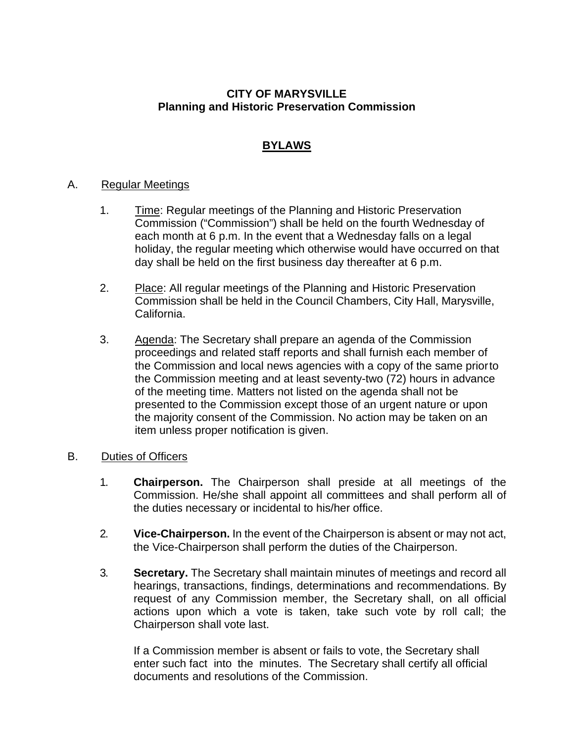**CITY OF MARYSVILLE**
**Planning and Historic Preservation Commission**

# BYLAWS

## A. Regular Meetings

1. Time: Regular meetings of the Planning and Historic Preservation Commission ("Commission") shall be held on the fourth Wednesday of each month at 6 p.m. In the event that a Wednesday falls on a legal holiday, the regular meeting which otherwise would have occurred on that day shall be held on the first business day thereafter at 6 p.m.

2. Place: All regular meetings of the Planning and Historic Preservation Commission shall be held in the Council Chambers, City Hall, Marysville, California.

3. Agenda: The Secretary shall prepare an agenda of the Commission proceedings and related staff reports and shall furnish each member of the Commission and local news agencies with a copy of the same prior to the Commission meeting and at least seventy-two (72) hours in advance of the meeting time. Matters not listed on the agenda shall not be presented to the Commission except those of an urgent nature or upon the majority consent of the Commission. No action may be taken on an item unless proper notification is given.

## B. Duties of Officers

1. **Chairperson.** The Chairperson shall preside at all meetings of the Commission. He/she shall appoint all committees and shall perform all of the duties necessary or incidental to his/her office.

2. **Vice-Chairperson.** In the event of the Chairperson is absent or may not act, the Vice-Chairperson shall perform the duties of the Chairperson.

3. **Secretary.** The Secretary shall maintain minutes of meetings and record all hearings, transactions, findings, determinations and recommendations. By request of any Commission member, the Secretary shall, on all official actions upon which a vote is taken, take such vote by roll call; the Chairperson shall vote last.

   If a Commission member is absent or fails to vote, the Secretary shall enter such fact into the minutes. The Secretary shall certify all official documents and resolutions of the Commission.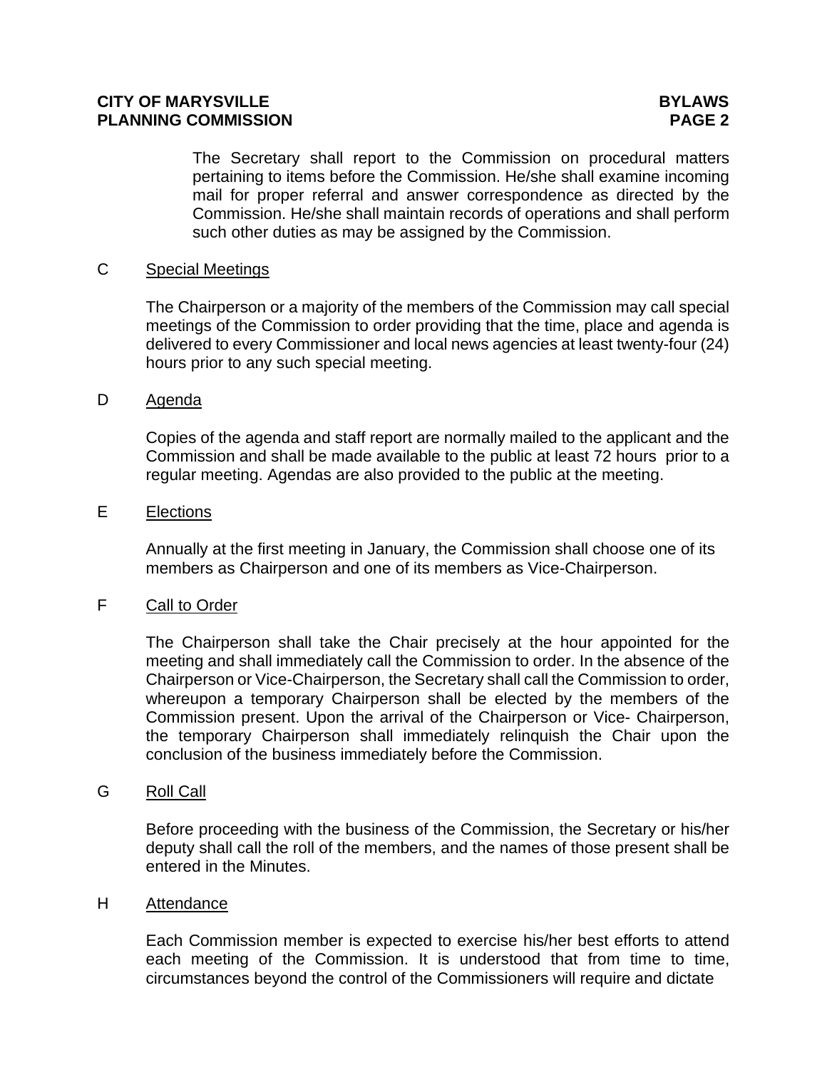The Secretary shall report to the Commission on procedural matters pertaining to items before the Commission. He/she shall examine incoming mail for proper referral and answer correspondence as directed by the Commission. He/she shall maintain records of operations and shall perform such other duties as may be assigned by the Commission.

C **Special Meetings**

The Chairperson or a majority of the members of the Commission may call special meetings of the Commission to order providing that the time, place and agenda is delivered to every Commissioner and local news agencies at least twenty-four (24) hours prior to any such special meeting.

D **Agenda**

Copies of the agenda and staff report are normally mailed to the applicant and the Commission and shall be made available to the public at least 72 hours prior to a regular meeting. Agendas are also provided to the public at the meeting.

E **Elections**

Annually at the first meeting in January, the Commission shall choose one of its members as Chairperson and one of its members as Vice-Chairperson.

F **Call to Order**

The Chairperson shall take the Chair precisely at the hour appointed for the meeting and shall immediately call the Commission to order. In the absence of the Chairperson or Vice-Chairperson, the Secretary shall call the Commission to order, whereupon a temporary Chairperson shall be elected by the members of the Commission present. Upon the arrival of the Chairperson or Vice- Chairperson, the temporary Chairperson shall immediately relinquish the Chair upon the conclusion of the business immediately before the Commission.

G **Roll Call**

Before proceeding with the business of the Commission, the Secretary or his/her deputy shall call the roll of the members, and the names of those present shall be entered in the Minutes.

H **Attendance**

Each Commission member is expected to exercise his/her best efforts to attend each meeting of the Commission. It is understood that from time to time, circumstances beyond the control of the Commissioners will require and dictate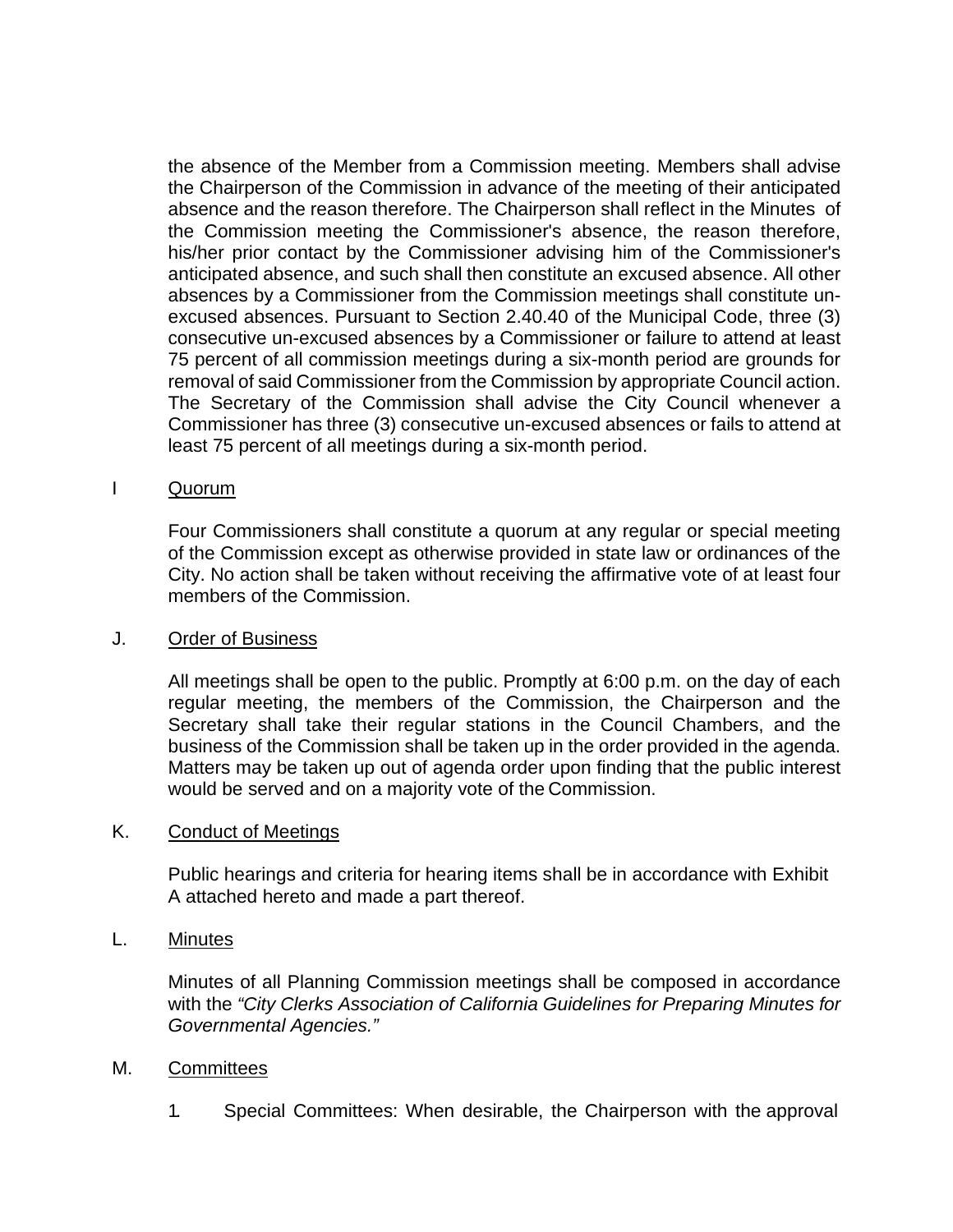the absence of the Member from a Commission meeting. Members shall advise the Chairperson of the Commission in advance of the meeting of their anticipated absence and the reason therefore. The Chairperson shall reflect in the Minutes of the Commission meeting the Commissioner's absence, the reason therefore, his/her prior contact by the Commissioner advising him of the Commissioner's anticipated absence, and such shall then constitute an excused absence. All other absences by a Commissioner from the Commission meetings shall constitute un-excused absences. Pursuant to Section 2.40.40 of the Municipal Code, three (3) consecutive un-excused absences by a Commissioner or failure to attend at least 75 percent of all commission meetings during a six-month period are grounds for removal of said Commissioner from the Commission by appropriate Council action. The Secretary of the Commission shall advise the City Council whenever a Commissioner has three (3) consecutive un-excused absences or fails to attend at least 75 percent of all meetings during a six-month period.

I Quorum

Four Commissioners shall constitute a quorum at any regular or special meeting of the Commission except as otherwise provided in state law or ordinances of the City. No action shall be taken without receiving the affirmative vote of at least four members of the Commission.

J. Order of Business

All meetings shall be open to the public. Promptly at 6:00 p.m. on the day of each regular meeting, the members of the Commission, the Chairperson and the Secretary shall take their regular stations in the Council Chambers, and the business of the Commission shall be taken up in the order provided in the agenda. Matters may be taken up out of agenda order upon finding that the public interest would be served and on a majority vote of the Commission.

K. Conduct of Meetings

Public hearings and criteria for hearing items shall be in accordance with Exhibit A attached hereto and made a part thereof.

L. Minutes

Minutes of all Planning Commission meetings shall be composed in accordance with the *"City Clerks Association of California Guidelines for Preparing Minutes for Governmental Agencies."*

M. Committees

1. Special Committees: When desirable, the Chairperson with the approval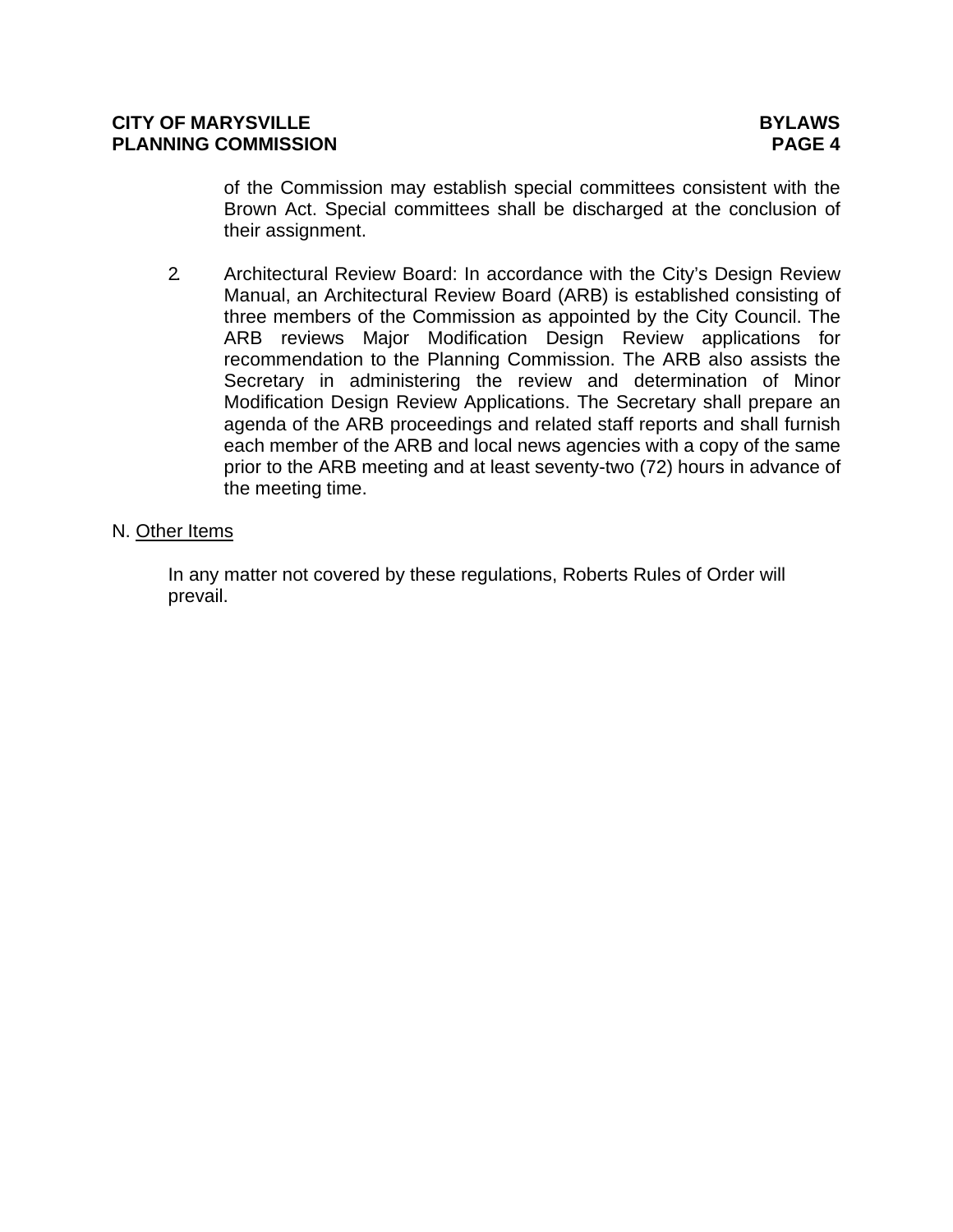of the Commission may establish special committees consistent with the Brown Act. Special committees shall be discharged at the conclusion of their assignment.

2. Architectural Review Board: In accordance with the City's Design Review Manual, an Architectural Review Board (ARB) is established consisting of three members of the Commission as appointed by the City Council. The ARB reviews Major Modification Design Review applications for recommendation to the Planning Commission. The ARB also assists the Secretary in administering the review and determination of Minor Modification Design Review Applications. The Secretary shall prepare an agenda of the ARB proceedings and related staff reports and shall furnish each member of the ARB and local news agencies with a copy of the same prior to the ARB meeting and at least seventy-two (72) hours in advance of the meeting time.

N. Other Items

In any matter not covered by these regulations, Roberts Rules of Order will prevail.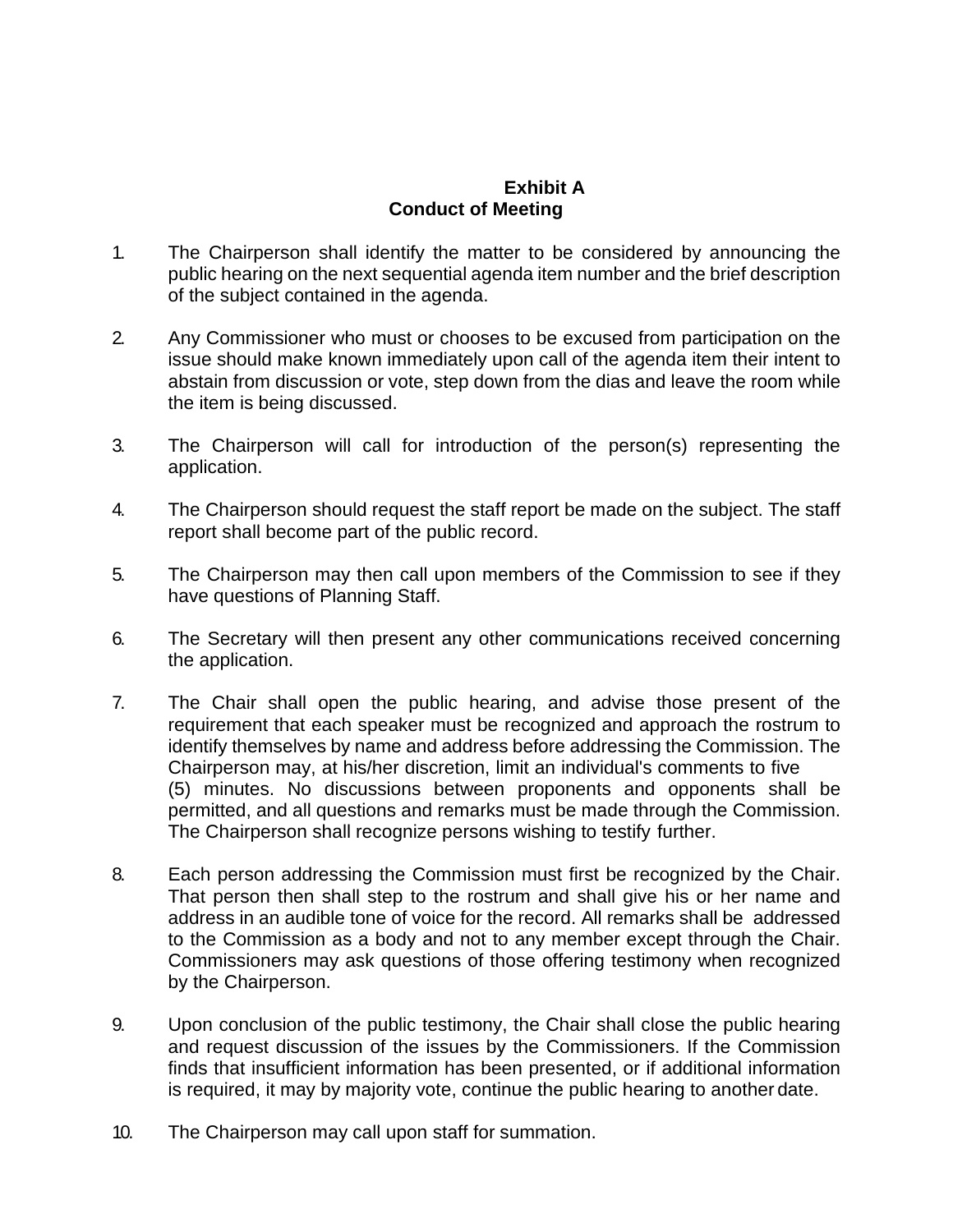# Exhibit A

## Conduct of Meeting

1. The Chairperson shall identify the matter to be considered by announcing the public hearing on the next sequential agenda item number and the brief description of the subject contained in the agenda.

2. Any Commissioner who must or chooses to be excused from participation on the issue should make known immediately upon call of the agenda item their intent to abstain from discussion or vote, step down from the dias and leave the room while the item is being discussed.

3. The Chairperson will call for introduction of the person(s) representing the application.

4. The Chairperson should request the staff report be made on the subject. The staff report shall become part of the public record.

5. The Chairperson may then call upon members of the Commission to see if they have questions of Planning Staff.

6. The Secretary will then present any other communications received concerning the application.

7. The Chair shall open the public hearing, and advise those present of the requirement that each speaker must be recognized and approach the rostrum to identify themselves by name and address before addressing the Commission. The Chairperson may, at his/her discretion, limit an individual's comments to five (5) minutes. No discussions between proponents and opponents shall be permitted, and all questions and remarks must be made through the Commission. The Chairperson shall recognize persons wishing to testify further.

8. Each person addressing the Commission must first be recognized by the Chair. That person then shall step to the rostrum and shall give his or her name and address in an audible tone of voice for the record. All remarks shall be addressed to the Commission as a body and not to any member except through the Chair. Commissioners may ask questions of those offering testimony when recognized by the Chairperson.

9. Upon conclusion of the public testimony, the Chair shall close the public hearing and request discussion of the issues by the Commissioners. If the Commission finds that insufficient information has been presented, or if additional information is required, it may by majority vote, continue the public hearing to another date.

10. The Chairperson may call upon staff for summation.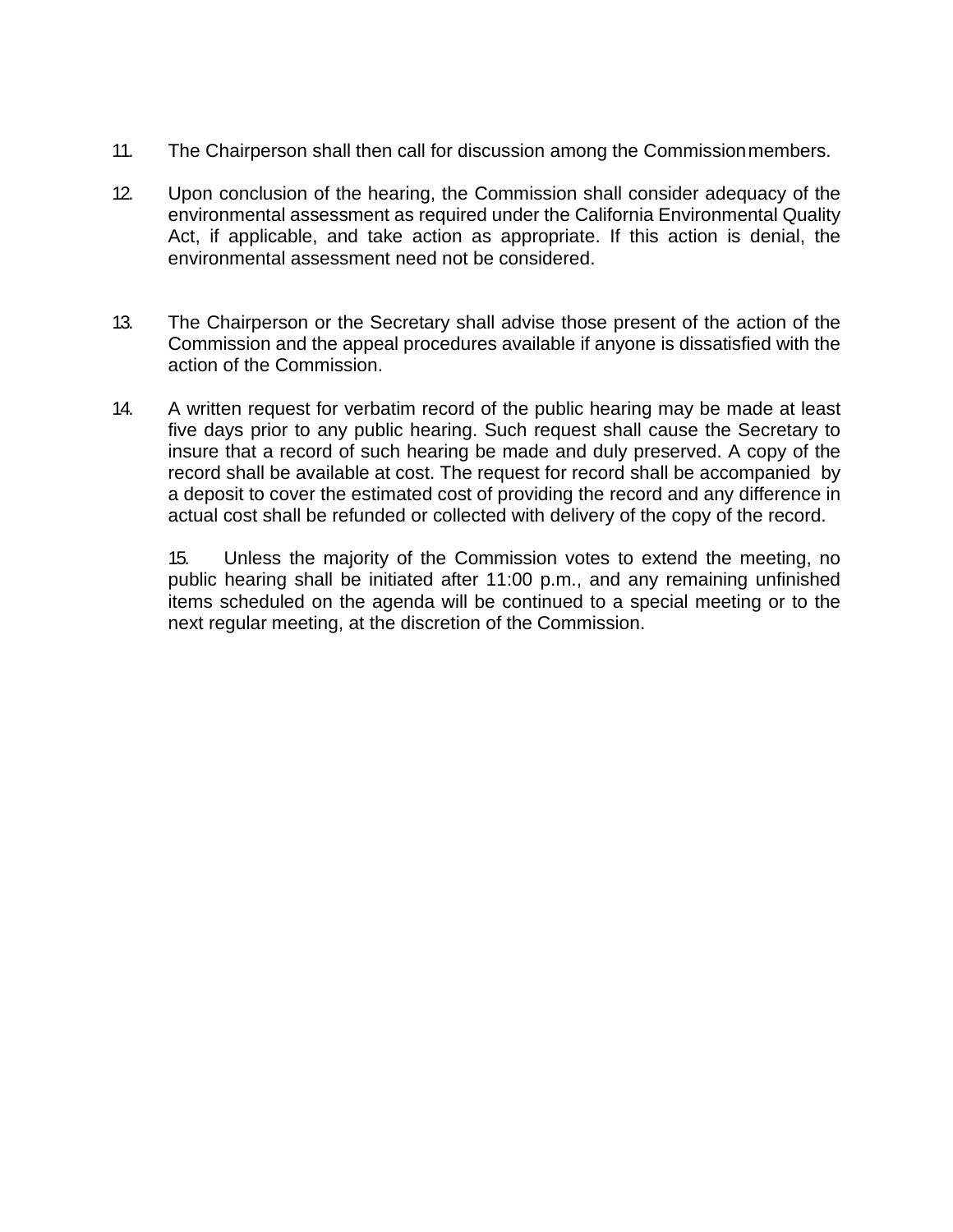11. The Chairperson shall then call for discussion among the Commission members.

12. Upon conclusion of the hearing, the Commission shall consider adequacy of the environmental assessment as required under the California Environmental Quality Act, if applicable, and take action as appropriate. If this action is denial, the environmental assessment need not be considered.

13. The Chairperson or the Secretary shall advise those present of the action of the Commission and the appeal procedures available if anyone is dissatisfied with the action of the Commission.

14. A written request for verbatim record of the public hearing may be made at least five days prior to any public hearing. Such request shall cause the Secretary to insure that a record of such hearing be made and duly preserved. A copy of the record shall be available at cost. The request for record shall be accompanied by a deposit to cover the estimated cost of providing the record and any difference in actual cost shall be refunded or collected with delivery of the copy of the record.

15. Unless the majority of the Commission votes to extend the meeting, no public hearing shall be initiated after 11:00 p.m., and any remaining unfinished items scheduled on the agenda will be continued to a special meeting or to the next regular meeting, at the discretion of the Commission.